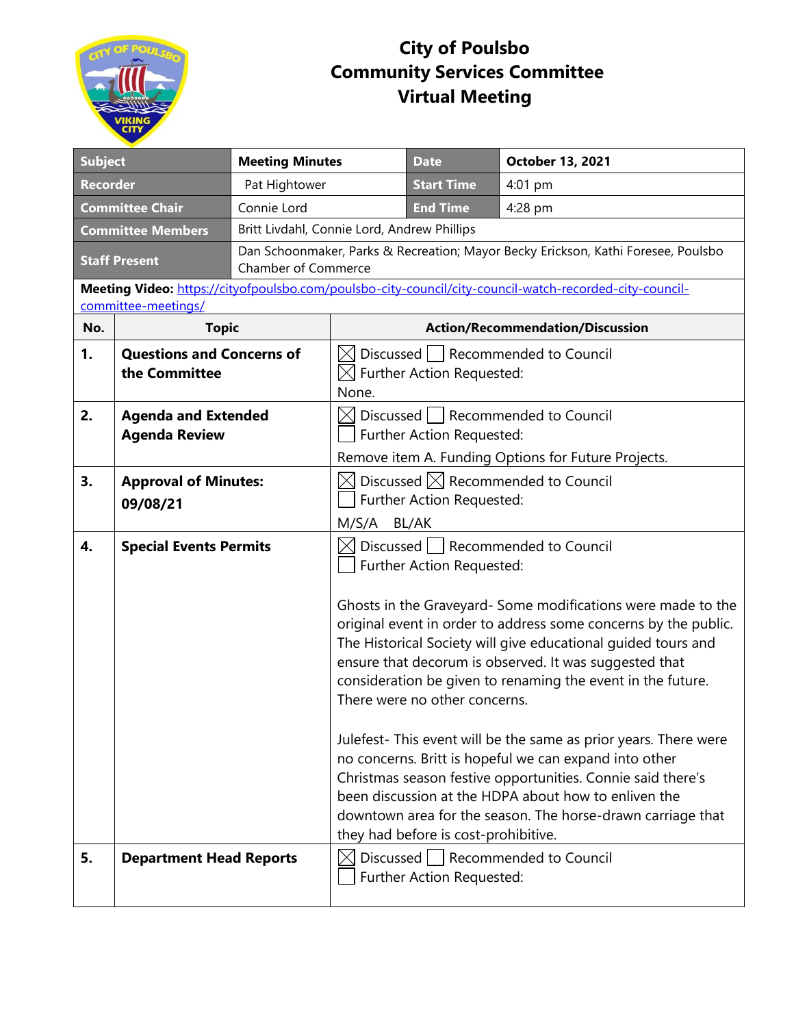# City of Poulsbo
# Community Services Committee
# Virtual Meeting

| Subject | Meeting Minutes | Date | October 13, 2021 |
|---|---|---|---|
| Recorder | Pat Hightower | Start Time | 4:01 pm |
| Committee Chair | Connie Lord | End Time | 4:28 pm |
| Committee Members | Britt Livdahl, Connie Lord, Andrew Phillips | | |
| Staff Present | Dan Schoonmaker, Parks & Recreation; Mayor Becky Erickson, Kathi Foresee, Poulsbo Chamber of Commerce | | |

**Meeting Video:** [https://cityofpoulsbo.com/poulsbo-city-council/city-council-watch-recorded-city-council-committee-meetings/](https://cityofpoulsbo.com/poulsbo-city-council/city-council-watch-recorded-city-council-committee-meetings/)

| No. | Topic | Action/Recommendation/Discussion |
|---|---|---|
| 1. | **Questions and Concerns of the Committee** | ☒ Discussed ☐ Recommended to Council<br>☒ Further Action Requested:<br>None. |
| 2. | **Agenda and Extended Agenda Review** | ☒ Discussed ☐ Recommended to Council<br>☐ Further Action Requested:<br>Remove item A. Funding Options for Future Projects. |
| 3. | **Approval of Minutes: 09/08/21** | ☒ Discussed ☒ Recommended to Council<br>☐ Further Action Requested:<br>M/S/A BL/AK |
| 4. | **Special Events Permits** | ☒ Discussed ☐ Recommended to Council<br>☐ Further Action Requested:<br><br>Ghosts in the Graveyard- Some modifications were made to the original event in order to address some concerns by the public. The Historical Society will give educational guided tours and ensure that decorum is observed. It was suggested that consideration be given to renaming the event in the future. There were no other concerns.<br><br>Julefest- This event will be the same as prior years. There were no concerns. Britt is hopeful we can expand into other Christmas season festive opportunities. Connie said there's been discussion at the HDPA about how to enliven the downtown area for the season. The horse-drawn carriage that they had before is cost-prohibitive. |
| 5. | **Department Head Reports** | ☒ Discussed ☐ Recommended to Council<br>☐ Further Action Requested: |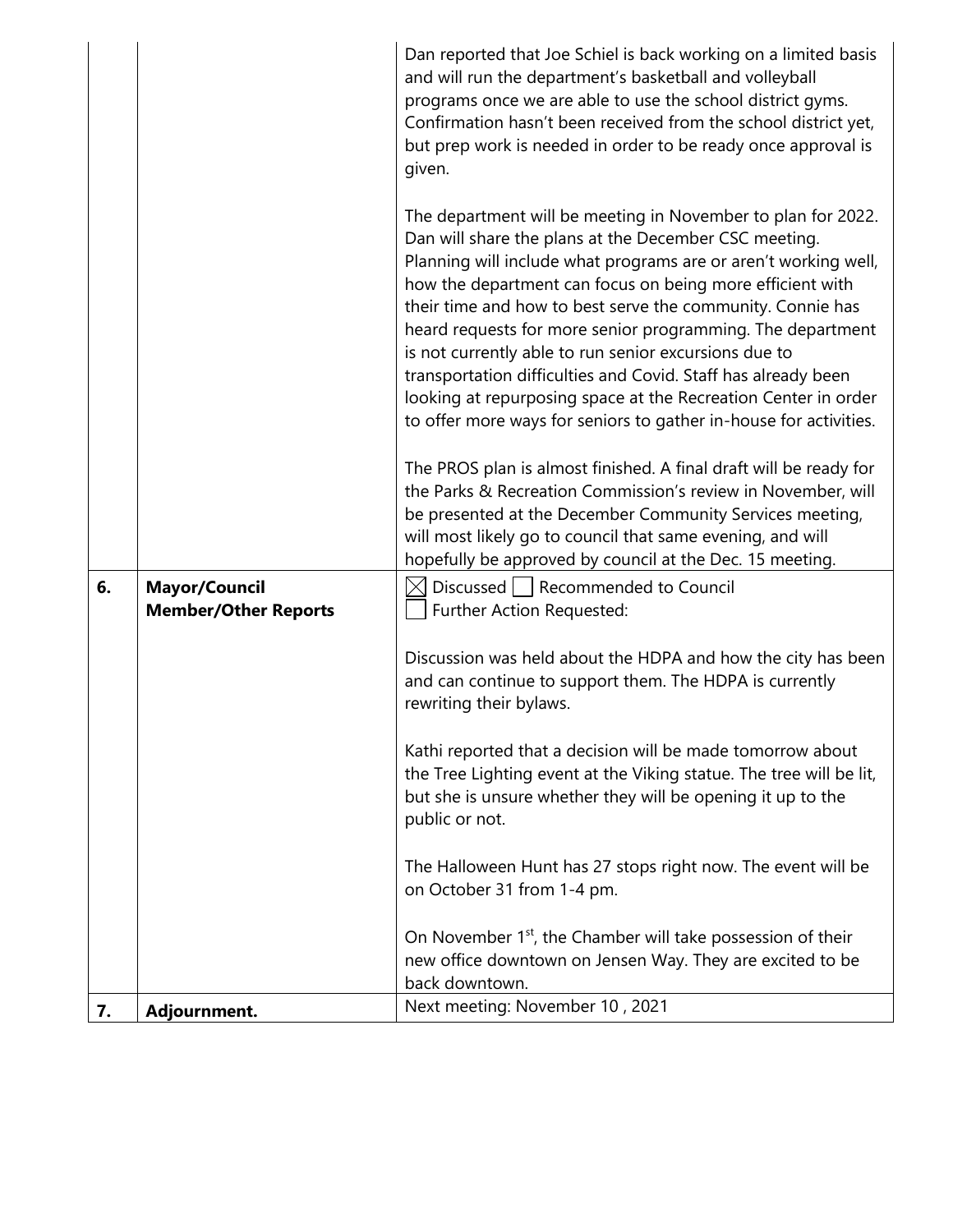| | | |
|---|---|---|
| | | Dan reported that Joe Schiel is back working on a limited basis and will run the department's basketball and volleyball programs once we are able to use the school district gyms. Confirmation hasn't been received from the school district yet, but prep work is needed in order to be ready once approval is given.<br><br>The department will be meeting in November to plan for 2022. Dan will share the plans at the December CSC meeting. Planning will include what programs are or aren't working well, how the department can focus on being more efficient with their time and how to best serve the community. Connie has heard requests for more senior programming. The department is not currently able to run senior excursions due to transportation difficulties and Covid. Staff has already been looking at repurposing space at the Recreation Center in order to offer more ways for seniors to gather in-house for activities.<br><br>The PROS plan is almost finished. A final draft will be ready for the Parks & Recreation Commission's review in November, will be presented at the December Community Services meeting, will most likely go to council that same evening, and will hopefully be approved by council at the Dec. 15 meeting. |
| **6.** | **Mayor/Council Member/Other Reports** | ☒ Discussed ☐ Recommended to Council<br>☐ Further Action Requested:<br><br>Discussion was held about the HDPA and how the city has been and can continue to support them. The HDPA is currently rewriting their bylaws.<br><br>Kathi reported that a decision will be made tomorrow about the Tree Lighting event at the Viking statue. The tree will be lit, but she is unsure whether they will be opening it up to the public or not.<br><br>The Halloween Hunt has 27 stops right now. The event will be on October 31 from 1-4 pm.<br><br>On November 1st, the Chamber will take possession of their new office downtown on Jensen Way. They are excited to be back downtown. |
| **7.** | **Adjournment.** | Next meeting: November 10 , 2021 |